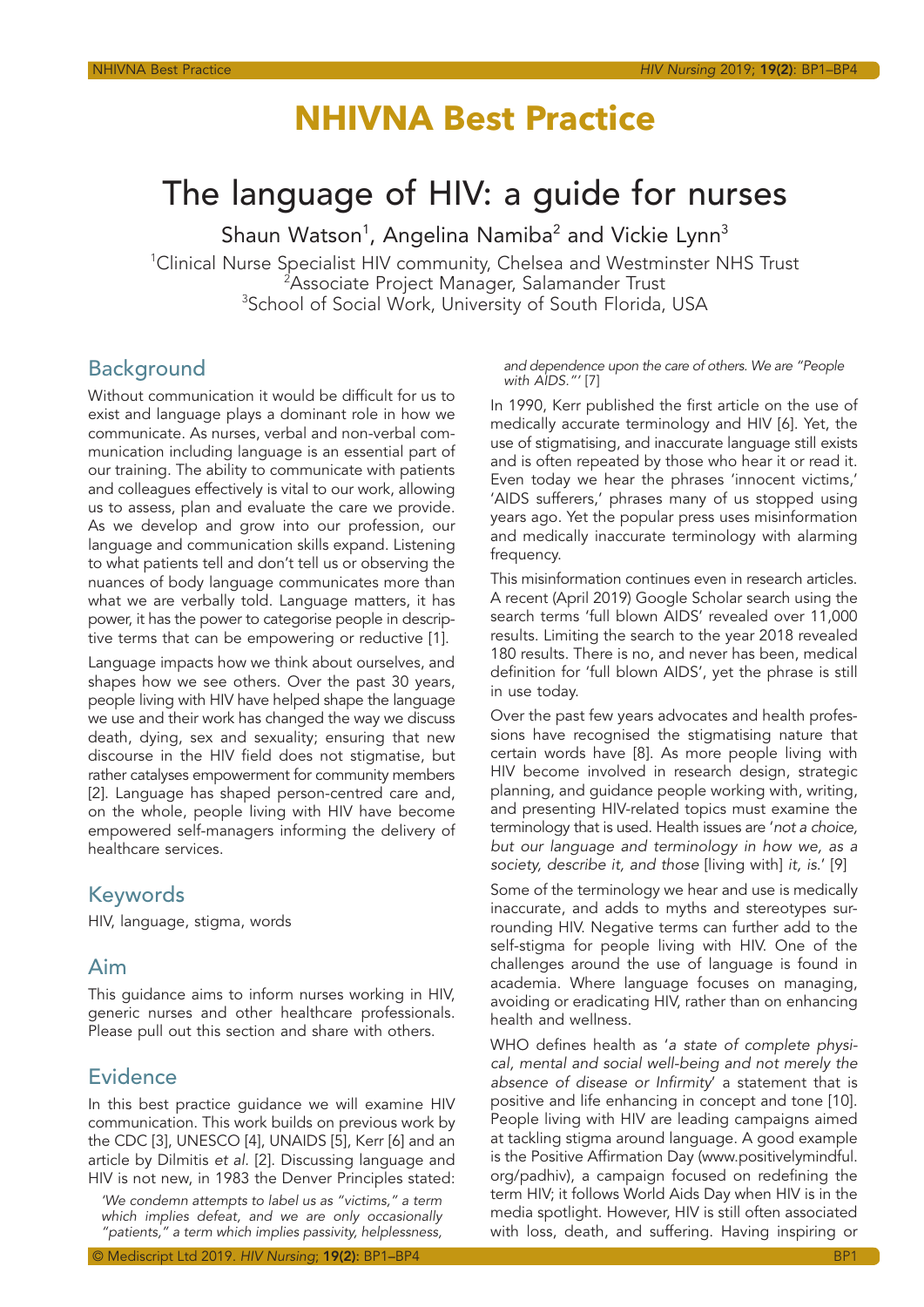# NHIVNA Best Practice

# The language of HIV: a guide for nurses

Shaun Watson[1], Angelina Namiba[2] and Vickie Lynn[3]

[1]Clinical Nurse Specialist HIV community, Chelsea and Westminster NHS Trust
[2]Associate Project Manager, Salamander Trust
[3]School of Social Work, University of South Florida, USA

## Background

Without communication it would be difficult for us to exist and language plays a dominant role in how we communicate. As nurses, verbal and non-verbal communication including language is an essential part of our training. The ability to communicate with patients and colleagues effectively is vital to our work, allowing us to assess, plan and evaluate the care we provide. As we develop and grow into our profession, our language and communication skills expand. Listening to what patients tell and don't tell us or observing the nuances of body language communicates more than what we are verbally told. Language matters, it has power, it has the power to categorise people in descriptive terms that can be empowering or reductive [1].

Language impacts how we think about ourselves, and shapes how we see others. Over the past 30 years, people living with HIV have helped shape the language we use and their work has changed the way we discuss death, dying, sex and sexuality; ensuring that new discourse in the HIV field does not stigmatise, but rather catalyses empowerment for community members [2]. Language has shaped person-centred care and, on the whole, people living with HIV have become empowered self-managers informing the delivery of healthcare services.

## Keywords

HIV, language, stigma, words

## Aim

This guidance aims to inform nurses working in HIV, generic nurses and other healthcare professionals. Please pull out this section and share with others.

## Evidence

In this best practice guidance we will examine HIV communication. This work builds on previous work by the CDC [3], UNESCO [4], UNAIDS [5], Kerr [6] and an article by Dilmitis *et al.* [2]. Discussing language and HIV is not new, in 1983 the Denver Principles stated:

> *'We condemn attempts to label us as "victims," a term which implies defeat, and we are only occasionally "patients," a term which implies passivity, helplessness, and dependence upon the care of others. We are "People with AIDS."'* [7]

In 1990, Kerr published the first article on the use of medically accurate terminology and HIV [6]. Yet, the use of stigmatising, and inaccurate language still exists and is often repeated by those who hear it or read it. Even today we hear the phrases 'innocent victims,' 'AIDS sufferers,' phrases many of us stopped using years ago. Yet the popular press uses misinformation and medically inaccurate terminology with alarming frequency.

This misinformation continues even in research articles. A recent (April 2019) Google Scholar search using the search terms 'full blown AIDS' revealed over 11,000 results. Limiting the search to the year 2018 revealed 180 results. There is no, and never has been, medical definition for 'full blown AIDS', yet the phrase is still in use today.

Over the past few years advocates and health professions have recognised the stigmatising nature that certain words have [8]. As more people living with HIV become involved in research design, strategic planning, and guidance people working with, writing, and presenting HIV-related topics must examine the terminology that is used. Health issues are '*not a choice, but our language and terminology in how we, as a society, describe it, and those* [living with] *it, is.*' [9]

Some of the terminology we hear and use is medically inaccurate, and adds to myths and stereotypes surrounding HIV. Negative terms can further add to the self-stigma for people living with HIV. One of the challenges around the use of language is found in academia. Where language focuses on managing, avoiding or eradicating HIV, rather than on enhancing health and wellness.

WHO defines health as '*a state of complete physical, mental and social well-being and not merely the absence of disease or Infirmity*' a statement that is positive and life enhancing in concept and tone [10]. People living with HIV are leading campaigns aimed at tackling stigma around language. A good example is the Positive Affirmation Day (www.positivelymindful.org/padhiv), a campaign focused on redefining the term HIV; it follows World Aids Day when HIV is in the media spotlight. However, HIV is still often associated with loss, death, and suffering. Having inspiring or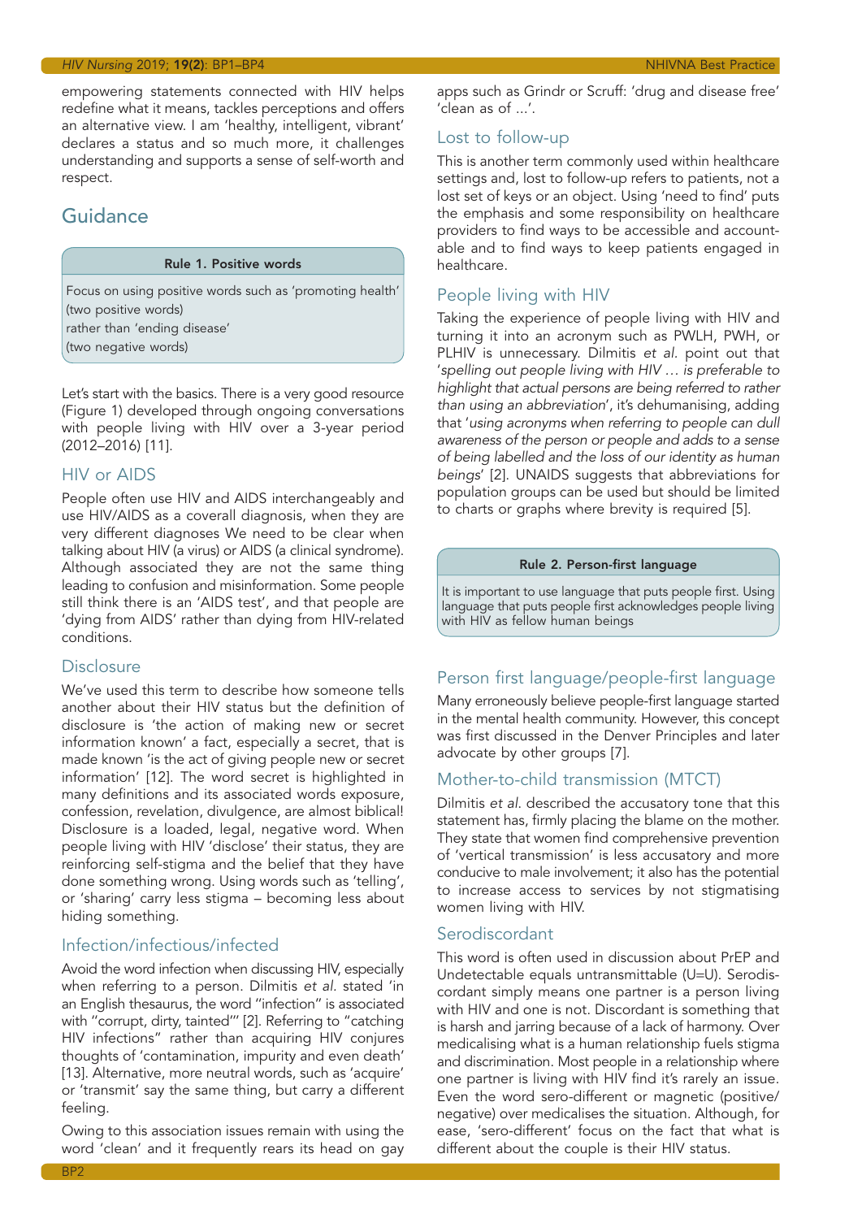empowering statements connected with HIV helps redefine what it means, tackles perceptions and offers an alternative view. I am 'healthy, intelligent, vibrant' declares a status and so much more, it challenges understanding and supports a sense of self-worth and respect.

## Guidance

**Rule 1. Positive words**

Focus on using positive words such as 'promoting health' (two positive words)
rather than 'ending disease'
(two negative words)

Let's start with the basics. There is a very good resource (Figure 1) developed through ongoing conversations with people living with HIV over a 3-year period (2012–2016) [11].

### HIV or AIDS

People often use HIV and AIDS interchangeably and use HIV/AIDS as a coverall diagnosis, when they are very different diagnoses We need to be clear when talking about HIV (a virus) or AIDS (a clinical syndrome). Although associated they are not the same thing leading to confusion and misinformation. Some people still think there is an 'AIDS test', and that people are 'dying from AIDS' rather than dying from HIV-related conditions.

### Disclosure

We've used this term to describe how someone tells another about their HIV status but the definition of disclosure is 'the action of making new or secret information known' a fact, especially a secret, that is made known 'is the act of giving people new or secret information' [12]. The word secret is highlighted in many definitions and its associated words exposure, confession, revelation, divulgence, are almost biblical! Disclosure is a loaded, legal, negative word. When people living with HIV 'disclose' their status, they are reinforcing self-stigma and the belief that they have done something wrong. Using words such as 'telling', or 'sharing' carry less stigma – becoming less about hiding something.

### Infection/infectious/infected

Avoid the word infection when discussing HIV, especially when referring to a person. Dilmitis *et al.* stated 'in an English thesaurus, the word "infection" is associated with "corrupt, dirty, tainted"' [2]. Referring to "catching HIV infections" rather than acquiring HIV conjures thoughts of 'contamination, impurity and even death' [13]. Alternative, more neutral words, such as 'acquire' or 'transmit' say the same thing, but carry a different feeling.

Owing to this association issues remain with using the word 'clean' and it frequently rears its head on gay apps such as Grindr or Scruff: 'drug and disease free' 'clean as of …'.

### Lost to follow-up

This is another term commonly used within healthcare settings and, lost to follow-up refers to patients, not a lost set of keys or an object. Using 'need to find' puts the emphasis and some responsibility on healthcare providers to find ways to be accessible and accountable and to find ways to keep patients engaged in healthcare.

### People living with HIV

Taking the experience of people living with HIV and turning it into an acronym such as PWLH, PWH, or PLHIV is unnecessary. Dilmitis *et al.* point out that '*spelling out people living with HIV … is preferable to highlight that actual persons are being referred to rather than using an abbreviation*', it's dehumanising, adding that '*using acronyms when referring to people can dull awareness of the person or people and adds to a sense of being labelled and the loss of our identity as human beings*' [2]. UNAIDS suggests that abbreviations for population groups can be used but should be limited to charts or graphs where brevity is required [5].

**Rule 2. Person-first language**

It is important to use language that puts people first. Using language that puts people first acknowledges people living with HIV as fellow human beings

### Person first language/people-first language

Many erroneously believe people-first language started in the mental health community. However, this concept was first discussed in the Denver Principles and later advocate by other groups [7].

### Mother-to-child transmission (MTCT)

Dilmitis *et al.* described the accusatory tone that this statement has, firmly placing the blame on the mother. They state that women find comprehensive prevention of 'vertical transmission' is less accusatory and more conducive to male involvement; it also has the potential to increase access to services by not stigmatising women living with HIV.

### Serodiscordant

This word is often used in discussion about PrEP and Undetectable equals untransmittable (U=U). Serodiscordant simply means one partner is a person living with HIV and one is not. Discordant is something that is harsh and jarring because of a lack of harmony. Over medicalising what is a human relationship fuels stigma and discrimination. Most people in a relationship where one partner is living with HIV find it's rarely an issue. Even the word sero-different or magnetic (positive/negative) over medicalises the situation. Although, for ease, 'sero-different' focus on the fact that what is different about the couple is their HIV status.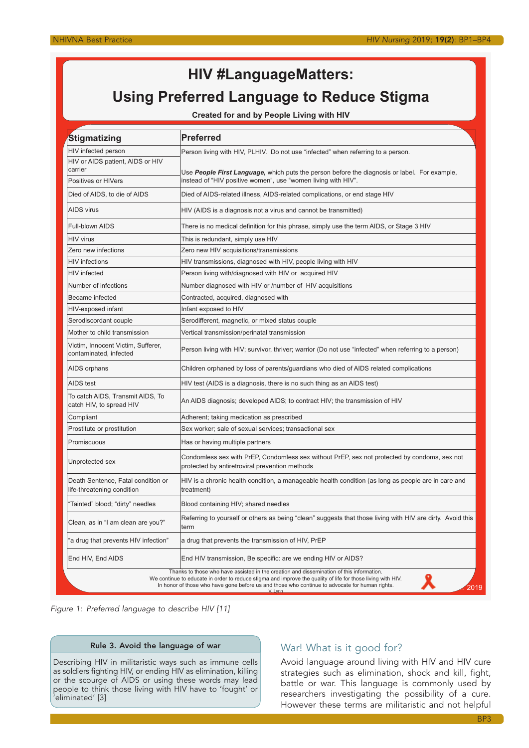## HIV #LanguageMatters: Using Preferred Language to Reduce Stigma

**Created for and by People Living with HIV**

| Stigmatizing | Preferred |
|---|---|
| HIV infected person | Person living with HIV, PLHIV. Do not use "infected" when referring to a person. |
| HIV or AIDS patient, AIDS or HIV carrier | Use ***People First Language,*** which puts the person before the diagnosis or label. For example, instead of "HIV positive women", use "women living with HIV". |
| Positives or HIVers | |
| Died of AIDS, to die of AIDS | Died of AIDS-related illness, AIDS-related complications, or end stage HIV |
| AIDS virus | HIV (AIDS is a diagnosis not a virus and cannot be transmitted) |
| Full-blown AIDS | There is no medical definition for this phrase, simply use the term AIDS, or Stage 3 HIV |
| HIV virus | This is redundant, simply use HIV |
| Zero new infections | Zero new HIV acquisitions/transmissions |
| HIV infections | HIV transmissions, diagnosed with HIV, people living with HIV |
| HIV infected | Person living with/diagnosed with HIV or acquired HIV |
| Number of infections | Number diagnosed with HIV or /number of HIV acquisitions |
| Became infected | Contracted, acquired, diagnosed with |
| HIV-exposed infant | Infant exposed to HIV |
| Serodiscordant couple | Serodifferent, magnetic, or mixed status couple |
| Mother to child transmission | Vertical transmission/perinatal transmission |
| Victim, Innocent Victim, Sufferer, contaminated, infected | Person living with HIV; survivor, thriver; warrior (Do not use "infected" when referring to a person) |
| AIDS orphans | Children orphaned by loss of parents/guardians who died of AIDS related complications |
| AIDS test | HIV test (AIDS is a diagnosis, there is no such thing as an AIDS test) |
| To catch AIDS, Transmit AIDS, To catch HIV, to spread HIV | An AIDS diagnosis; developed AIDS; to contract HIV; the transmission of HIV |
| Compliant | Adherent; taking medication as prescribed |
| Prostitute or prostitution | Sex worker; sale of sexual services; transactional sex |
| Promiscuous | Has or having multiple partners |
| Unprotected sex | Condomless sex with PrEP, Condomless sex without PrEP, sex not protected by condoms, sex not protected by antiretroviral prevention methods |
| Death Sentence, Fatal condition or life-threatening condition | HIV is a chronic health condition, a manageable health condition (as long as people are in care and treatment) |
| "Tainted" blood; "dirty" needles | Blood containing HIV; shared needles |
| Clean, as in "I am clean are you?" | Referring to yourself or others as being "clean" suggests that those living with HIV are dirty. Avoid this term |
| "a drug that prevents HIV infection" | a drug that prevents the transmission of HIV, PrEP |
| End HIV, End AIDS | End HIV transmission, Be specific: are we ending HIV or AIDS? |

Thanks to those who have assisted in the creation and dissemination of this information.
We continue to educate in order to reduce stigma and improve the quality of life for those living with HIV.
In honor of those who have gone before us and those who continue to advocate for human rights.
V. Lynn © 2019

*Figure 1: Preferred language to describe HIV [11]*

**Rule 3. Avoid the language of war**

Describing HIV in militaristic ways such as immune cells as soldiers fighting HIV, or ending HIV as elimination, killing or the scourge of AIDS or using these words may lead people to think those living with HIV have to 'fought' or 'eliminated' [3]

## War! What is it good for?

Avoid language around living with HIV and HIV cure strategies such as elimination, shock and kill, fight, battle or war. This language is commonly used by researchers investigating the possibility of a cure. However these terms are militaristic and not helpful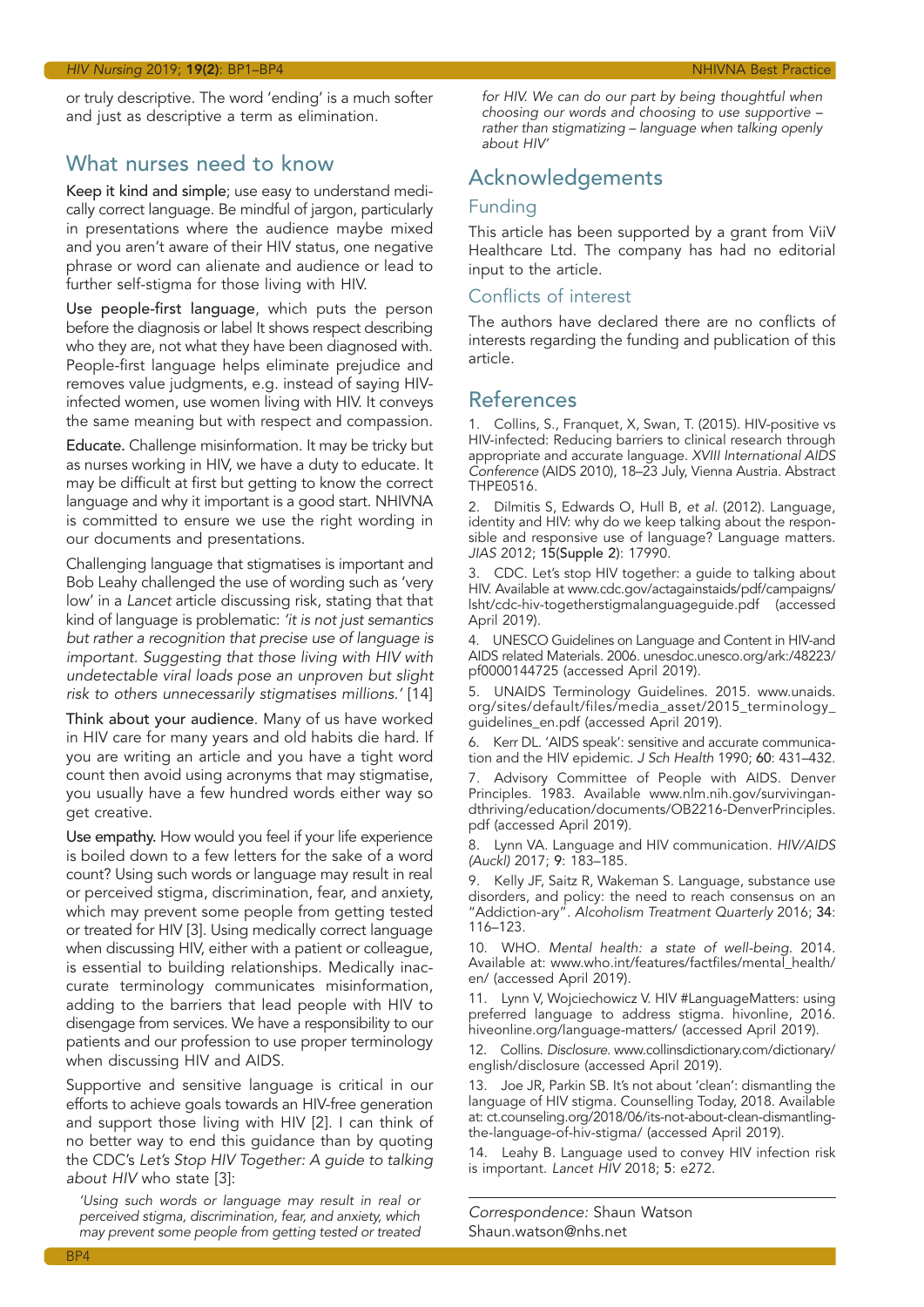or truly descriptive. The word 'ending' is a much softer and just as descriptive a term as elimination.

## What nurses need to know

**Keep it kind and simple**; use easy to understand medically correct language. Be mindful of jargon, particularly in presentations where the audience maybe mixed and you aren't aware of their HIV status, one negative phrase or word can alienate and audience or lead to further self-stigma for those living with HIV.

**Use people-first language**, which puts the person before the diagnosis or label It shows respect describing who they are, not what they have been diagnosed with. People-first language helps eliminate prejudice and removes value judgments, e.g. instead of saying HIV-infected women, use women living with HIV. It conveys the same meaning but with respect and compassion.

**Educate.** Challenge misinformation. It may be tricky but as nurses working in HIV, we have a duty to educate. It may be difficult at first but getting to know the correct language and why it important is a good start. NHIVNA is committed to ensure we use the right wording in our documents and presentations.

Challenging language that stigmatises is important and Bob Leahy challenged the use of wording such as 'very low' in a *Lancet* article discussing risk, stating that that kind of language is problematic: *'it is not just semantics but rather a recognition that precise use of language is important. Suggesting that those living with HIV with undetectable viral loads pose an unproven but slight risk to others unnecessarily stigmatises millions.'* [14]

**Think about your audience**. Many of us have worked in HIV care for many years and old habits die hard. If you are writing an article and you have a tight word count then avoid using acronyms that may stigmatise, you usually have a few hundred words either way so get creative.

**Use empathy.** How would you feel if your life experience is boiled down to a few letters for the sake of a word count? Using such words or language may result in real or perceived stigma, discrimination, fear, and anxiety, which may prevent some people from getting tested or treated for HIV [3]. Using medically correct language when discussing HIV, either with a patient or colleague, is essential to building relationships. Medically inaccurate terminology communicates misinformation, adding to the barriers that lead people with HIV to disengage from services. We have a responsibility to our patients and our profession to use proper terminology when discussing HIV and AIDS.

Supportive and sensitive language is critical in our efforts to achieve goals towards an HIV-free generation and support those living with HIV [2]. I can think of no better way to end this guidance than by quoting the CDC's *Let's Stop HIV Together: A guide to talking about HIV* who state [3]:

> *'Using such words or language may result in real or perceived stigma, discrimination, fear, and anxiety, which may prevent some people from getting tested or treated for HIV. We can do our part by being thoughtful when choosing our words and choosing to use supportive – rather than stigmatizing – language when talking openly about HIV'*

## Acknowledgements

### Funding

This article has been supported by a grant from ViiV Healthcare Ltd. The company has had no editorial input to the article.

### Conflicts of interest

The authors have declared there are no conflicts of interests regarding the funding and publication of this article.

## References

1. Collins, S., Franquet, X, Swan, T. (2015). HIV-positive vs HIV-infected: Reducing barriers to clinical research through appropriate and accurate language. *XVIII International AIDS Conference* (AIDS 2010), 18–23 July, Vienna Austria. Abstract THPE0516.
2. Dilmitis S, Edwards O, Hull B, *et al.* (2012). Language, identity and HIV: why do we keep talking about the responsible and responsive use of language? Language matters. *JIAS* 2012; **15(Supple 2)**: 17990.
3. CDC. Let's stop HIV together: a guide to talking about HIV. Available at www.cdc.gov/actagainstaids/pdf/campaigns/lsht/cdc-hiv-togetherstigmalanguageguide.pdf (accessed April 2019).
4. UNESCO Guidelines on Language and Content in HIV-and AIDS related Materials. 2006. unesdoc.unesco.org/ark:/48223/pf0000144725 (accessed April 2019).
5. UNAIDS Terminology Guidelines. 2015. www.unaids.org/sites/default/files/media_asset/2015_terminology_guidelines_en.pdf (accessed April 2019).
6. Kerr DL. 'AIDS speak': sensitive and accurate communication and the HIV epidemic. *J Sch Health* 1990; **60**: 431–432.
7. Advisory Committee of People with AIDS. Denver Principles. 1983. Available www.nlm.nih.gov/survivingandthriving/education/documents/OB2216-DenverPrinciples.pdf (accessed April 2019).
8. Lynn VA. Language and HIV communication. *HIV/AIDS (Auckl)* 2017; **9**: 183–185.
9. Kelly JF, Saitz R, Wakeman S. Language, substance use disorders, and policy: the need to reach consensus on an "Addiction-ary". *Alcoholism Treatment Quarterly* 2016; **34**: 116–123.
10. WHO. *Mental health: a state of well-being*. 2014. Available at: www.who.int/features/factfiles/mental_health/en/ (accessed April 2019).
11. Lynn V, Wojciechowicz V. HIV #LanguageMatters: using preferred language to address stigma. hivonline, 2016. hiveonline.org/language-matters/ (accessed April 2019).
12. Collins. *Disclosure*. www.collinsdictionary.com/dictionary/english/disclosure (accessed April 2019).
13. Joe JR, Parkin SB. It's not about 'clean': dismantling the language of HIV stigma. Counselling Today, 2018. Available at: ct.counseling.org/2018/06/its-not-about-clean-dismantling-the-language-of-hiv-stigma/ (accessed April 2019).
14. Leahy B. Language used to convey HIV infection risk is important. *Lancet HIV* 2018; **5**: e272.

---

*Correspondence:* Shaun Watson
Shaun.watson@nhs.net